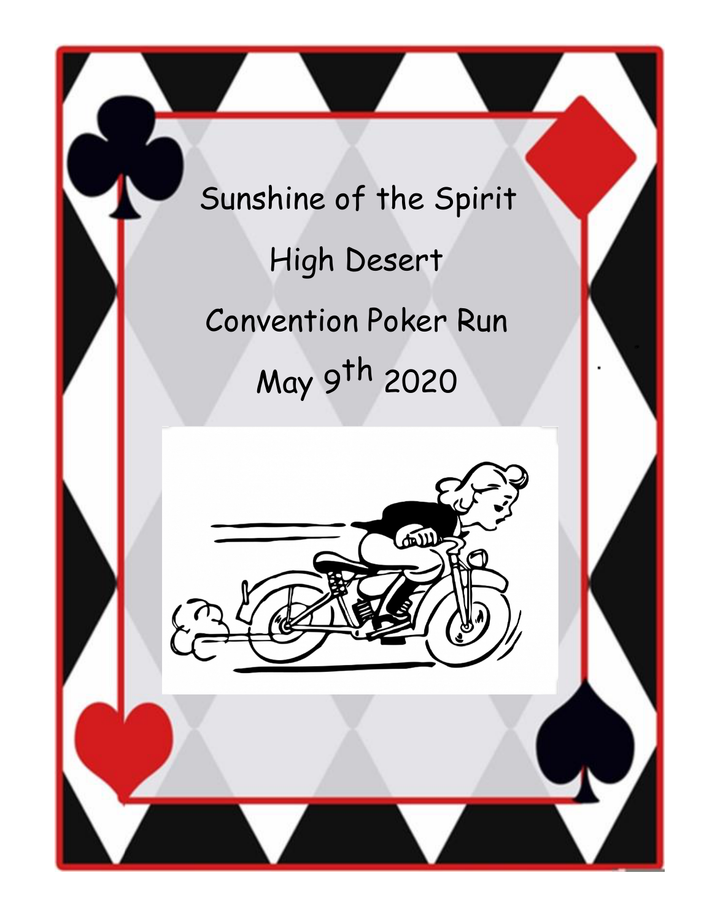# Sunshine of the Spirit

# High Desert

# Convention Poker Run

# May 9th 2020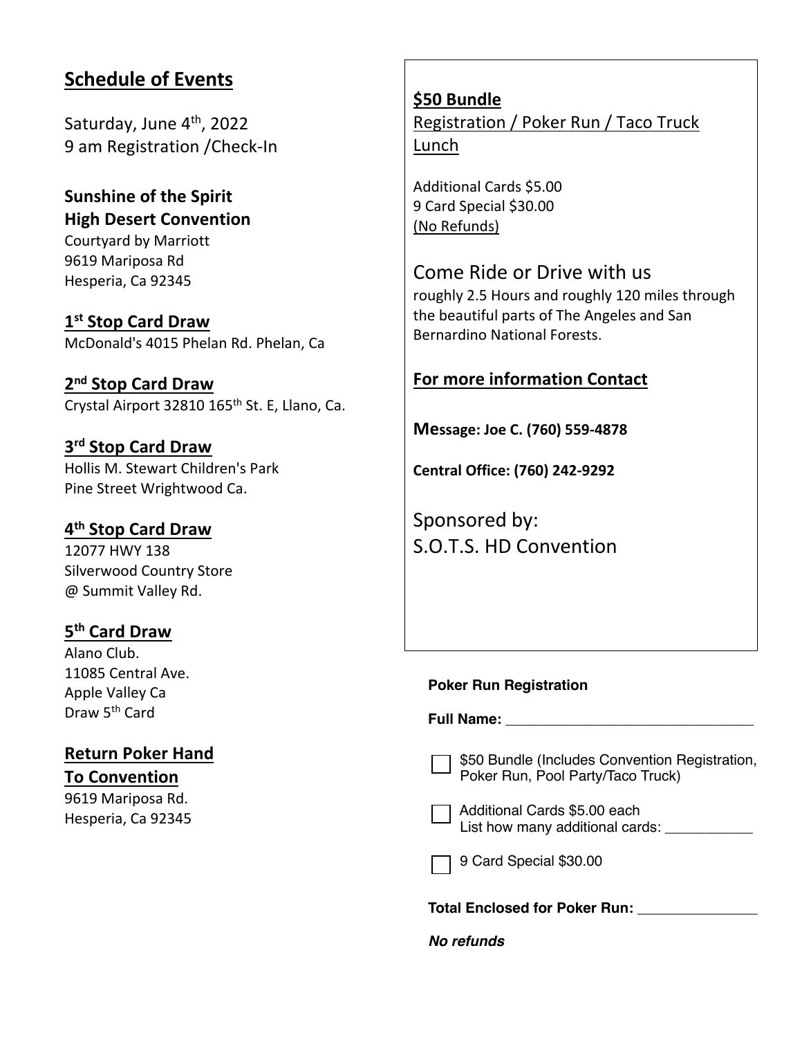## Schedule of Events

Saturday, June 4th, 2022
9 am Registration /Check-In

**Sunshine of the Spirit**
**High Desert Convention**
Courtyard by Marriott
9619 Mariposa Rd
Hesperia, Ca 92345

**1st Stop Card Draw**
McDonald's 4015 Phelan Rd. Phelan, Ca

**2nd Stop Card Draw**
Crystal Airport 32810 165th St. E, Llano, Ca.

**3rd Stop Card Draw**
Hollis M. Stewart Children's Park
Pine Street Wrightwood Ca.

**4th Stop Card Draw**
12077 HWY 138
Silverwood Country Store
@ Summit Valley Rd.

**5th Card Draw**
Alano Club.
11085 Central Ave.
Apple Valley Ca
Draw 5th Card

**Return Poker Hand To Convention**
9619 Mariposa Rd.
Hesperia, Ca 92345

**$50 Bundle**
Registration / Poker Run / Taco Truck Lunch

Additional Cards $5.00
9 Card Special $30.00
(No Refunds)

Come Ride or Drive with us
roughly 2.5 Hours and roughly 120 miles through the beautiful parts of The Angeles and San Bernardino National Forests.

**For more information Contact**

**Message: Joe C. (760) 559-4878**

**Central Office: (760) 242-9292**

Sponsored by:
S.O.T.S. HD Convention

**Poker Run Registration**

**Full Name:** ________________________________

☐ $50 Bundle (Includes Convention Registration, Poker Run, Pool Party/Taco Truck)

☐ Additional Cards $5.00 each
List how many additional cards: ___________

☐ 9 Card Special $30.00

**Total Enclosed for Poker Run:** _______________

***No refunds***